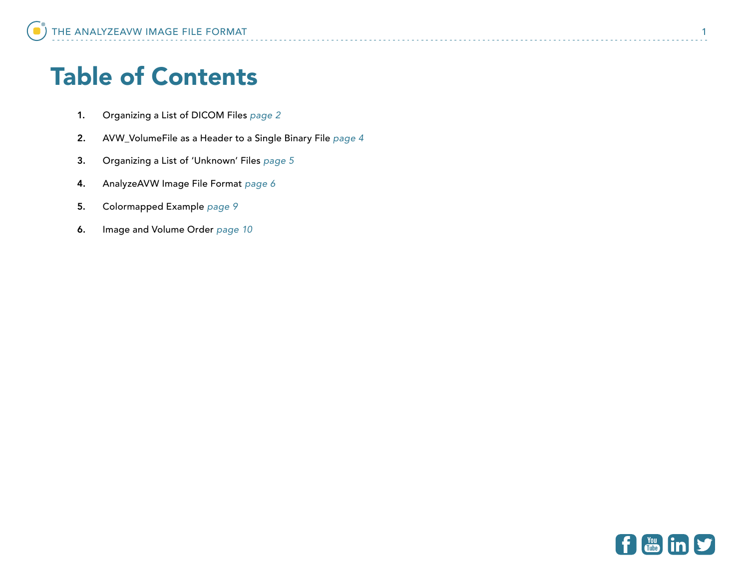# Table of Contents

1. Organizing a List of DICOM Files *page 2*
2. AVW_VolumeFile as a Header to a Single Binary File *page 4*
3. Organizing a List of ‘Unknown’ Files *page 5*
4. AnalyzeAVW Image File Format *page 6*
5. Colormapped Example *page 9*
6. Image and Volume Order *page 10*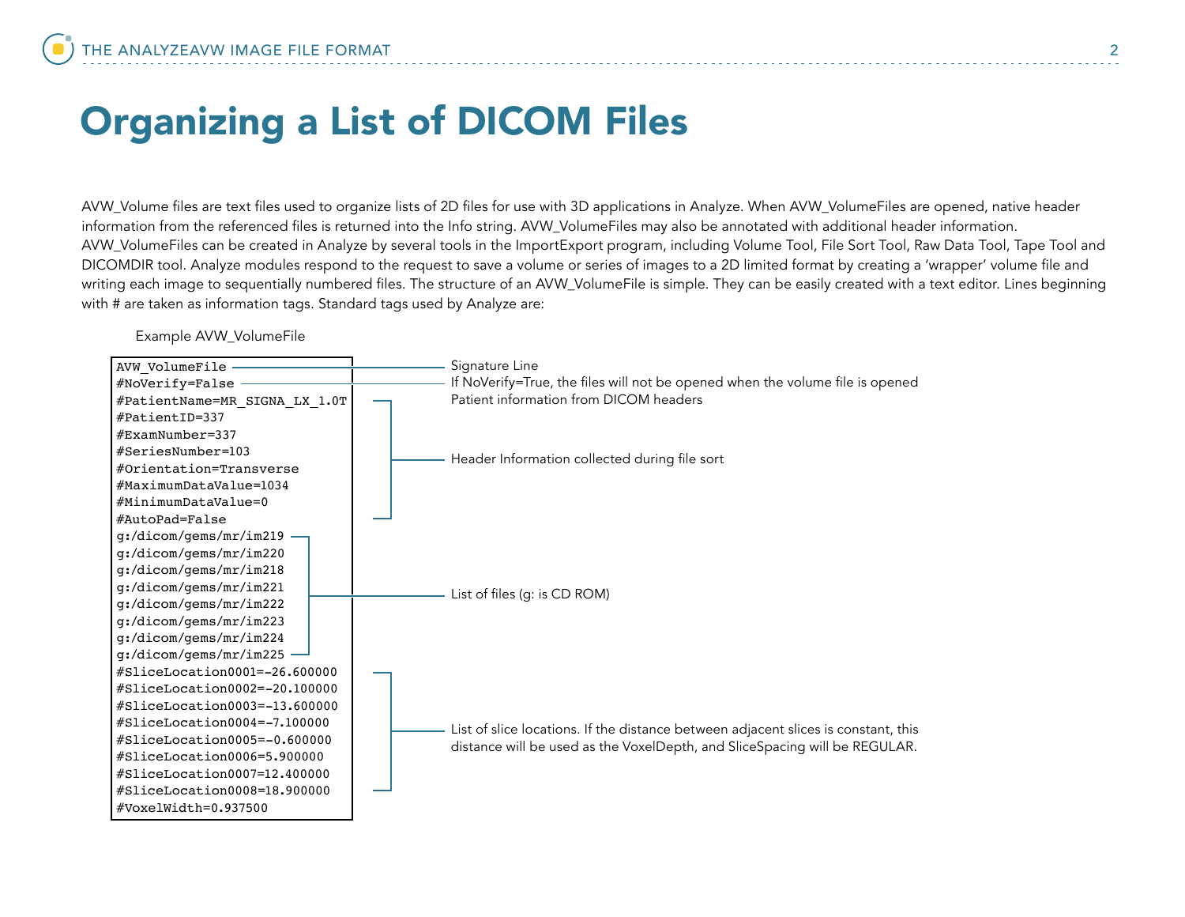# Organizing a List of DICOM Files

AVW_Volume files are text files used to organize lists of 2D files for use with 3D applications in Analyze. When AVW_VolumeFiles are opened, native header information from the referenced files is returned into the Info string. AVW_VolumeFiles may also be annotated with additional header information. AVW_VolumeFiles can be created in Analyze by several tools in the ImportExport program, including Volume Tool, File Sort Tool, Raw Data Tool, Tape Tool and DICOMDIR tool. Analyze modules respond to the request to save a volume or series of images to a 2D limited format by creating a 'wrapper' volume file and writing each image to sequentially numbered files. The structure of an AVW_VolumeFile is simple. They can be easily created with a text editor. Lines beginning with # are taken as information tags. Standard tags used by Analyze are:

Example AVW_VolumeFile

```
AVW_VolumeFile
#NoVerify=False
#PatientName=MR_SIGNA_LX_1.0T
#PatientID=337
#ExamNumber=337
#SeriesNumber=103
#Orientation=Transverse
#MaximumDataValue=1034
#MinimumDataValue=0
#AutoPad=False
g:/dicom/gems/mr/im219
g:/dicom/gems/mr/im220
g:/dicom/gems/mr/im218
g:/dicom/gems/mr/im221
g:/dicom/gems/mr/im222
g:/dicom/gems/mr/im223
g:/dicom/gems/mr/im224
g:/dicom/gems/mr/im225
#SliceLocation0001=-26.600000
#SliceLocation0002=-20.100000
#SliceLocation0003=-13.600000
#SliceLocation0004=-7.100000
#SliceLocation0005=-0.600000
#SliceLocation0006=5.900000
#SliceLocation0007=12.400000
#SliceLocation0008=18.900000
#VoxelWidth=0.937500
```

- `AVW_VolumeFile` — Signature Line
- `#NoVerify=False` — If NoVerify=True, the files will not be opened when the volume file is opened
- `#PatientName` through `#AutoPad` — Patient information from DICOM headers; Header Information collected during file sort
- `g:/dicom/gems/mr/im219` through `im225` — List of files (g: is CD ROM)
- `#SliceLocation0001` through `#SliceLocation0008` — List of slice locations. If the distance between adjacent slices is constant, this distance will be used as the VoxelDepth, and SliceSpacing will be REGULAR.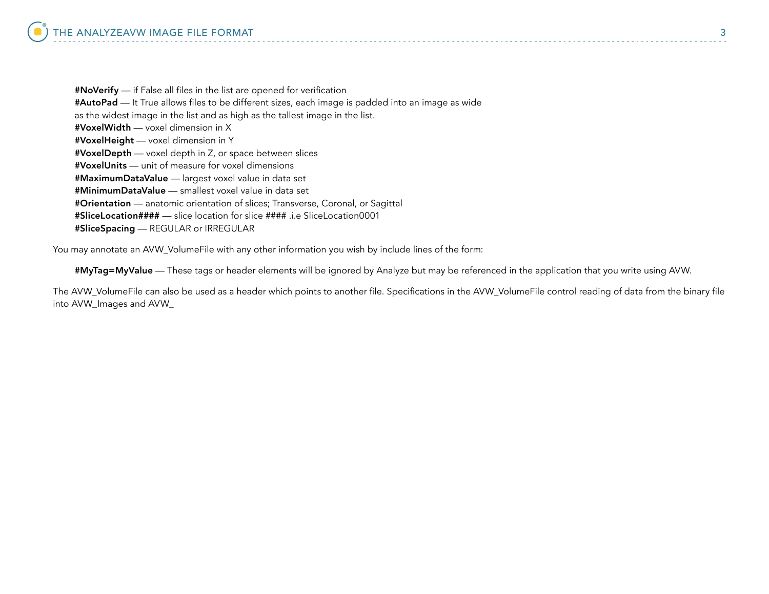**#NoVerify** — if False all files in the list are opened for verification
**#AutoPad** — It True allows files to be different sizes, each image is padded into an image as wide as the widest image in the list and as high as the tallest image in the list.
**#VoxelWidth** — voxel dimension in X
**#VoxelHeight** — voxel dimension in Y
**#VoxelDepth** — voxel depth in Z, or space between slices
**#VoxelUnits** — unit of measure for voxel dimensions
**#MaximumDataValue** — largest voxel value in data set
**#MinimumDataValue** — smallest voxel value in data set
**#Orientation** — anatomic orientation of slices; Transverse, Coronal, or Sagittal
**#SliceLocation####** — slice location for slice #### .i.e SliceLocation0001
**#SliceSpacing** — REGULAR or IRREGULAR

You may annotate an AVW_VolumeFile with any other information you wish by include lines of the form:

**#MyTag=MyValue** — These tags or header elements will be ignored by Analyze but may be referenced in the application that you write using AVW.

The AVW_VolumeFile can also be used as a header which points to another file. Specifications in the AVW_VolumeFile control reading of data from the binary file into AVW_Images and AVW_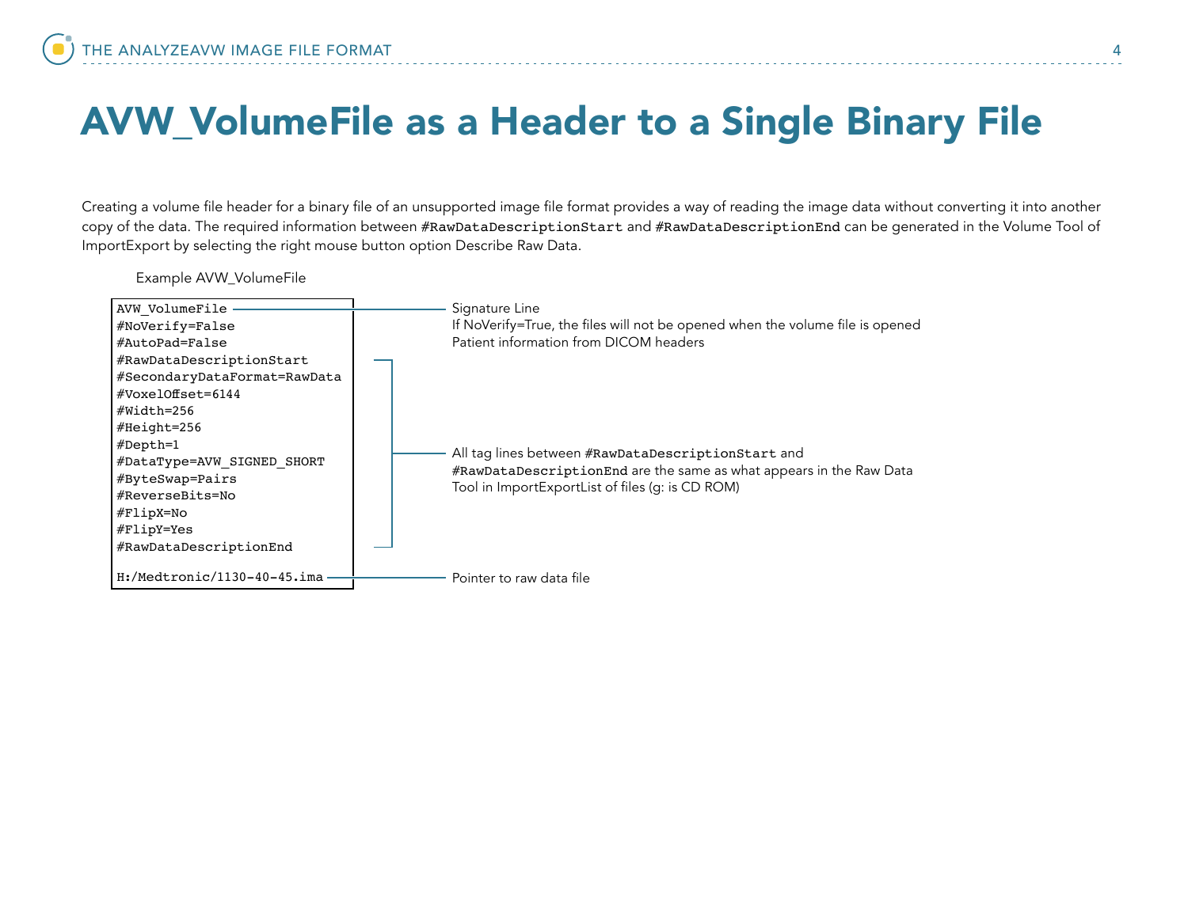# AVW_VolumeFile as a Header to a Single Binary File

Creating a volume file header for a binary file of an unsupported image file format provides a way of reading the image data without converting it into another copy of the data. The required information between `#RawDataDescriptionStart` and `#RawDataDescriptionEnd` can be generated in the Volume Tool of ImportExport by selecting the right mouse button option Describe Raw Data.

Example AVW_VolumeFile

```
AVW_VolumeFile
#NoVerify=False
#AutoPad=False
#RawDataDescriptionStart
#SecondaryDataFormat=RawData
#VoxelOffset=6144
#Width=256
#Height=256
#Depth=1
#DataType=AVW_SIGNED_SHORT
#ByteSwap=Pairs
#ReverseBits=No
#FlipX=No
#FlipY=Yes
#RawDataDescriptionEnd

H:/Medtronic/1130-40-45.ima
```

- `AVW_VolumeFile` — Signature Line
- If NoVerify=True, the files will not be opened when the volume file is opened
- Patient information from DICOM headers
- All tag lines between `#RawDataDescriptionStart` and `#RawDataDescriptionEnd` are the same as what appears in the Raw Data Tool in ImportExportList of files (g: is CD ROM)
- `H:/Medtronic/1130-40-45.ima` — Pointer to raw data file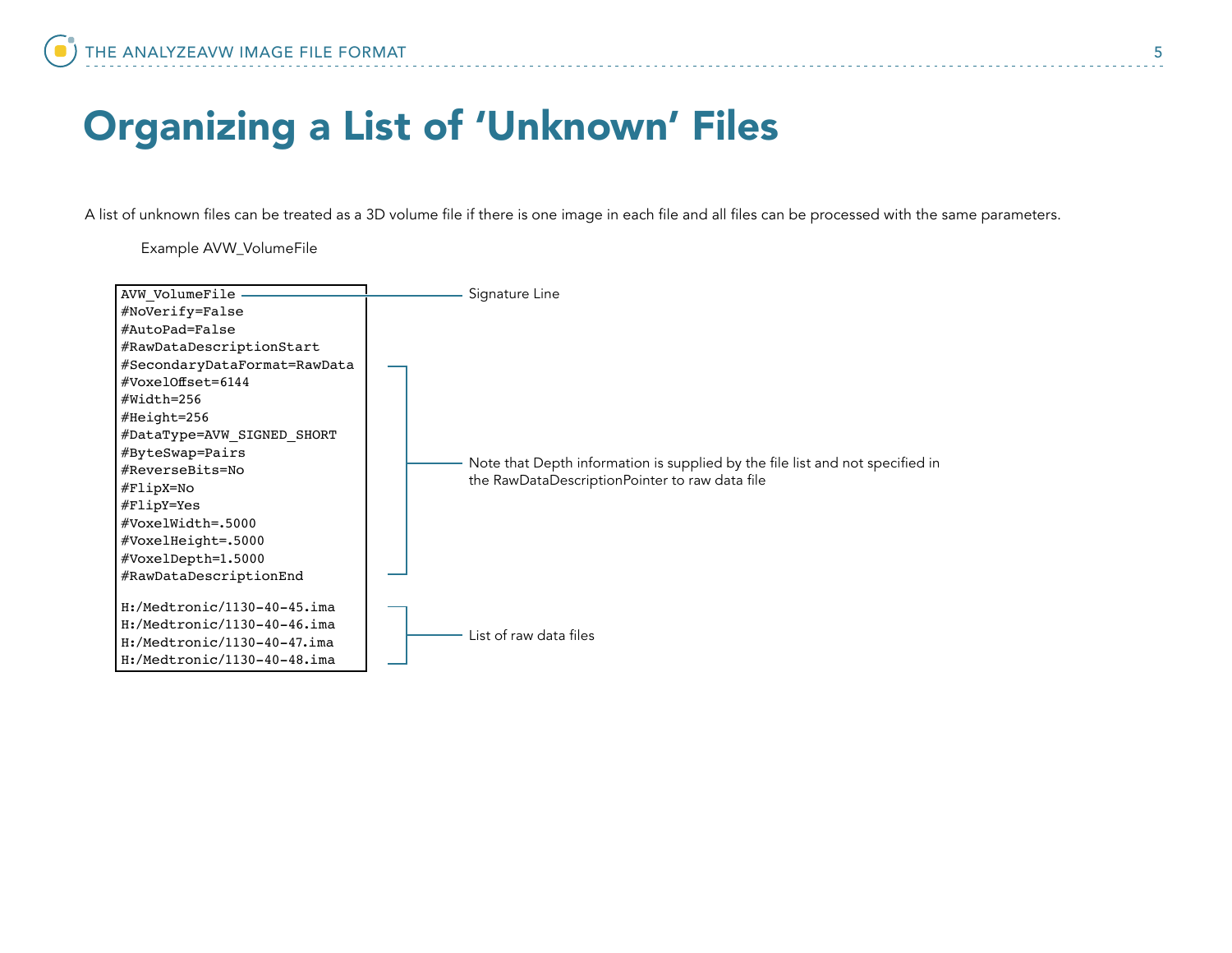# Organizing a List of 'Unknown' Files

A list of unknown files can be treated as a 3D volume file if there is one image in each file and all files can be processed with the same parameters.

Example AVW_VolumeFile

```
AVW_VolumeFile
#NoVerify=False
#AutoPad=False
#RawDataDescriptionStart
#SecondaryDataFormat=RawData
#VoxelOffset=6144
#Width=256
#Height=256
#DataType=AVW_SIGNED_SHORT
#ByteSwap=Pairs
#ReverseBits=No
#FlipX=No
#FlipY=Yes
#VoxelWidth=.5000
#VoxelHeight=.5000
#VoxelDepth=1.5000
#RawDataDescriptionEnd

H:/Medtronic/1130-40-45.ima
H:/Medtronic/1130-40-46.ima
H:/Medtronic/1130-40-47.ima
H:/Medtronic/1130-40-48.ima
```

- AVW_VolumeFile — Signature Line
- #SecondaryDataFormat through #RawDataDescriptionEnd — Note that Depth information is supplied by the file list and not specified in the RawDataDescriptionPointer to raw data file
- H:/Medtronic/... files — List of raw data files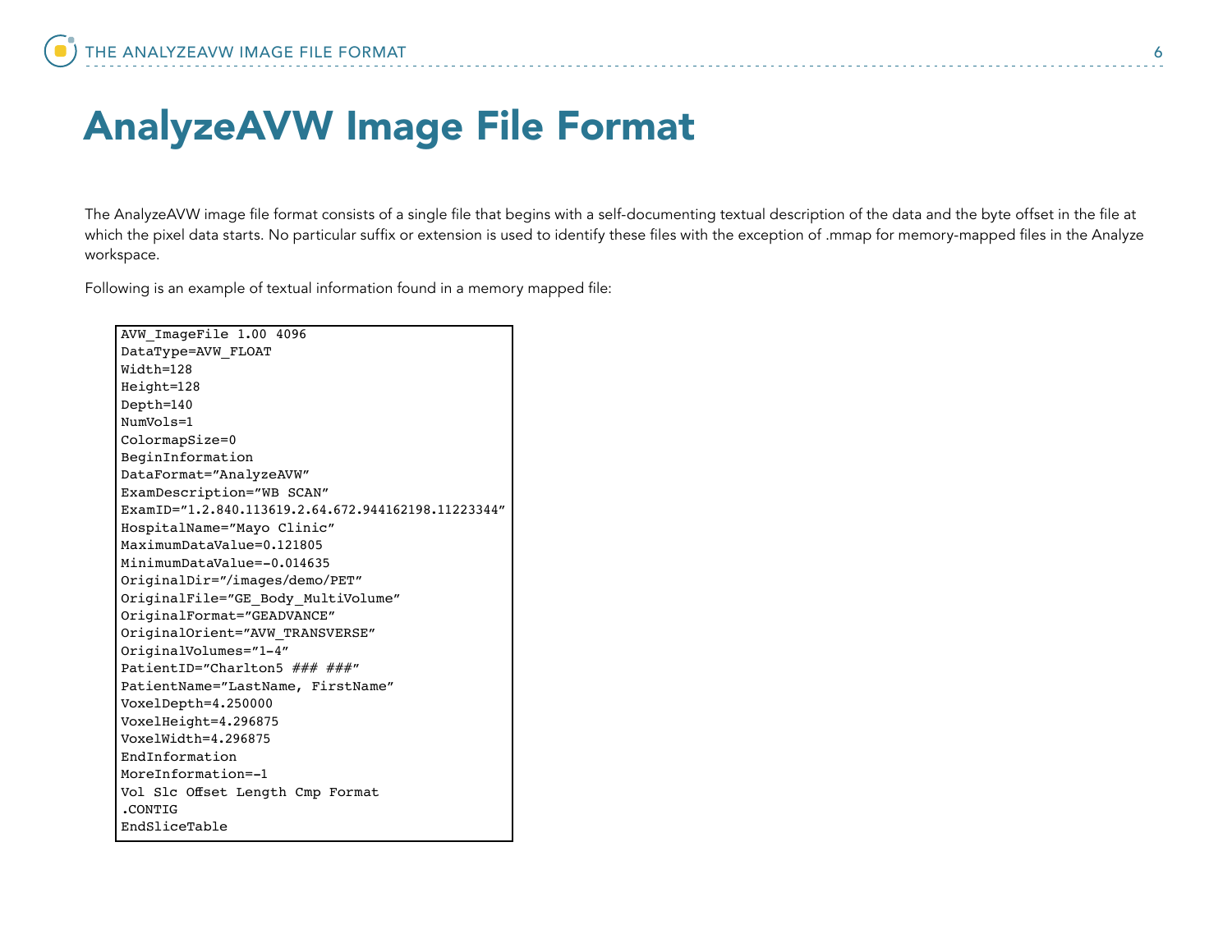# AnalyzeAVW Image File Format

The AnalyzeAVW image file format consists of a single file that begins with a self-documenting textual description of the data and the byte offset in the file at which the pixel data starts. No particular suffix or extension is used to identify these files with the exception of .mmap for memory-mapped files in the Analyze workspace.

Following is an example of textual information found in a memory mapped file:

```
AVW_ImageFile 1.00 4096
DataType=AVW_FLOAT
Width=128
Height=128
Depth=140
NumVols=1
ColormapSize=0
BeginInformation
DataFormat="AnalyzeAVW"
ExamDescription="WB SCAN"
ExamID="1.2.840.113619.2.64.672.944162198.11223344"
HospitalName="Mayo Clinic"
MaximumDataValue=0.121805
MinimumDataValue=-0.014635
OriginalDir="/images/demo/PET"
OriginalFile="GE_Body_MultiVolume"
OriginalFormat="GEADVANCE"
OriginalOrient="AVW_TRANSVERSE"
OriginalVolumes="1-4"
PatientID="Charlton5 ### ###"
PatientName="LastName, FirstName"
VoxelDepth=4.250000
VoxelHeight=4.296875
VoxelWidth=4.296875
EndInformation
MoreInformation=-1
Vol Slc Offset Length Cmp Format
.CONTIG
EndSliceTable
```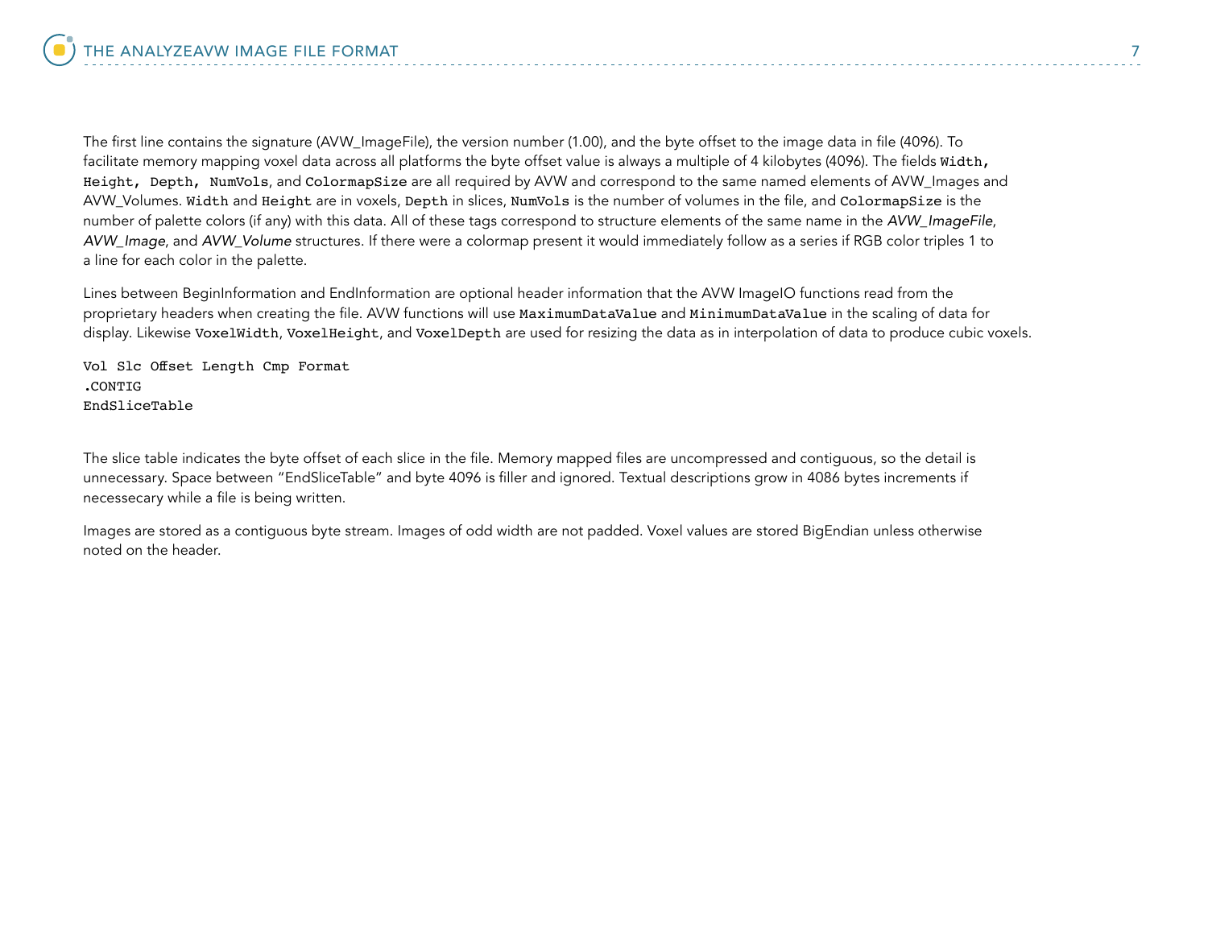The first line contains the signature (AVW_ImageFile), the version number (1.00), and the byte offset to the image data in file (4096). To facilitate memory mapping voxel data across all platforms the byte offset value is always a multiple of 4 kilobytes (4096). The fields `Width, Height, Depth, NumVols`, and `ColormapSize` are all required by AVW and correspond to the same named elements of AVW_Images and AVW_Volumes. `Width` and `Height` are in voxels, `Depth` in slices, `NumVols` is the number of volumes in the file, and `ColormapSize` is the number of palette colors (if any) with this data. All of these tags correspond to structure elements of the same name in the *AVW_ImageFile*, *AVW_Image*, and *AVW_Volume* structures. If there were a colormap present it would immediately follow as a series if RGB color triples 1 to a line for each color in the palette.

Lines between BeginInformation and EndInformation are optional header information that the AVW ImageIO functions read from the proprietary headers when creating the file. AVW functions will use `MaximumDataValue` and `MinimumDataValue` in the scaling of data for display. Likewise `VoxelWidth`, `VoxelHeight`, and `VoxelDepth` are used for resizing the data as in interpolation of data to produce cubic voxels.

```
Vol Slc Offset Length Cmp Format
.CONTIG
EndSliceTable
```

The slice table indicates the byte offset of each slice in the file. Memory mapped files are uncompressed and contiguous, so the detail is unnecessary. Space between "EndSliceTable" and byte 4096 is filler and ignored. Textual descriptions grow in 4086 bytes increments if necessecary while a file is being written.

Images are stored as a contiguous byte stream. Images of odd width are not padded. Voxel values are stored BigEndian unless otherwise noted on the header.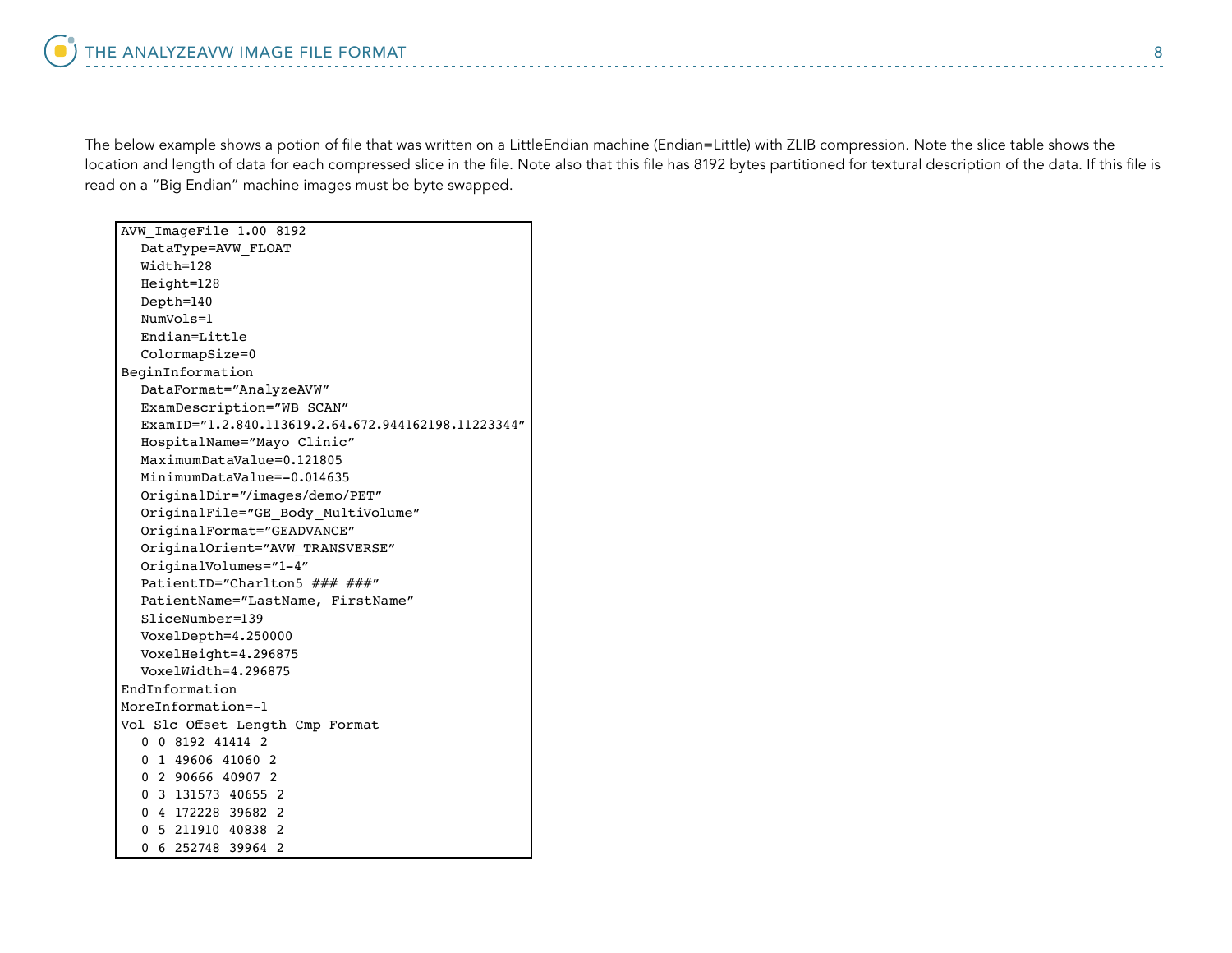The below example shows a potion of file that was written on a LittleEndian machine (Endian=Little) with ZLIB compression. Note the slice table shows the location and length of data for each compressed slice in the file. Note also that this file has 8192 bytes partitioned for textural description of the data. If this file is read on a "Big Endian" machine images must be byte swapped.

```
AVW_ImageFile 1.00 8192
   DataType=AVW_FLOAT
   Width=128
   Height=128
   Depth=140
   NumVols=1
   Endian=Little
   ColormapSize=0
BeginInformation
   DataFormat="AnalyzeAVW"
   ExamDescription="WB SCAN"
   ExamID="1.2.840.113619.2.64.672.944162198.11223344"
   HospitalName="Mayo Clinic"
   MaximumDataValue=0.121805
   MinimumDataValue=-0.014635
   OriginalDir="/images/demo/PET"
   OriginalFile="GE_Body_MultiVolume"
   OriginalFormat="GEADVANCE"
   OriginalOrient="AVW_TRANSVERSE"
   OriginalVolumes="1-4"
   PatientID="Charlton5 ### ###"
   PatientName="LastName, FirstName"
   SliceNumber=139
   VoxelDepth=4.250000
   VoxelHeight=4.296875
   VoxelWidth=4.296875
EndInformation
MoreInformation=-1
Vol Slc Offset Length Cmp Format
   0 0 8192 41414 2
   0 1 49606 41060 2
   0 2 90666 40907 2
   0 3 131573 40655 2
   0 4 172228 39682 2
   0 5 211910 40838 2
   0 6 252748 39964 2
```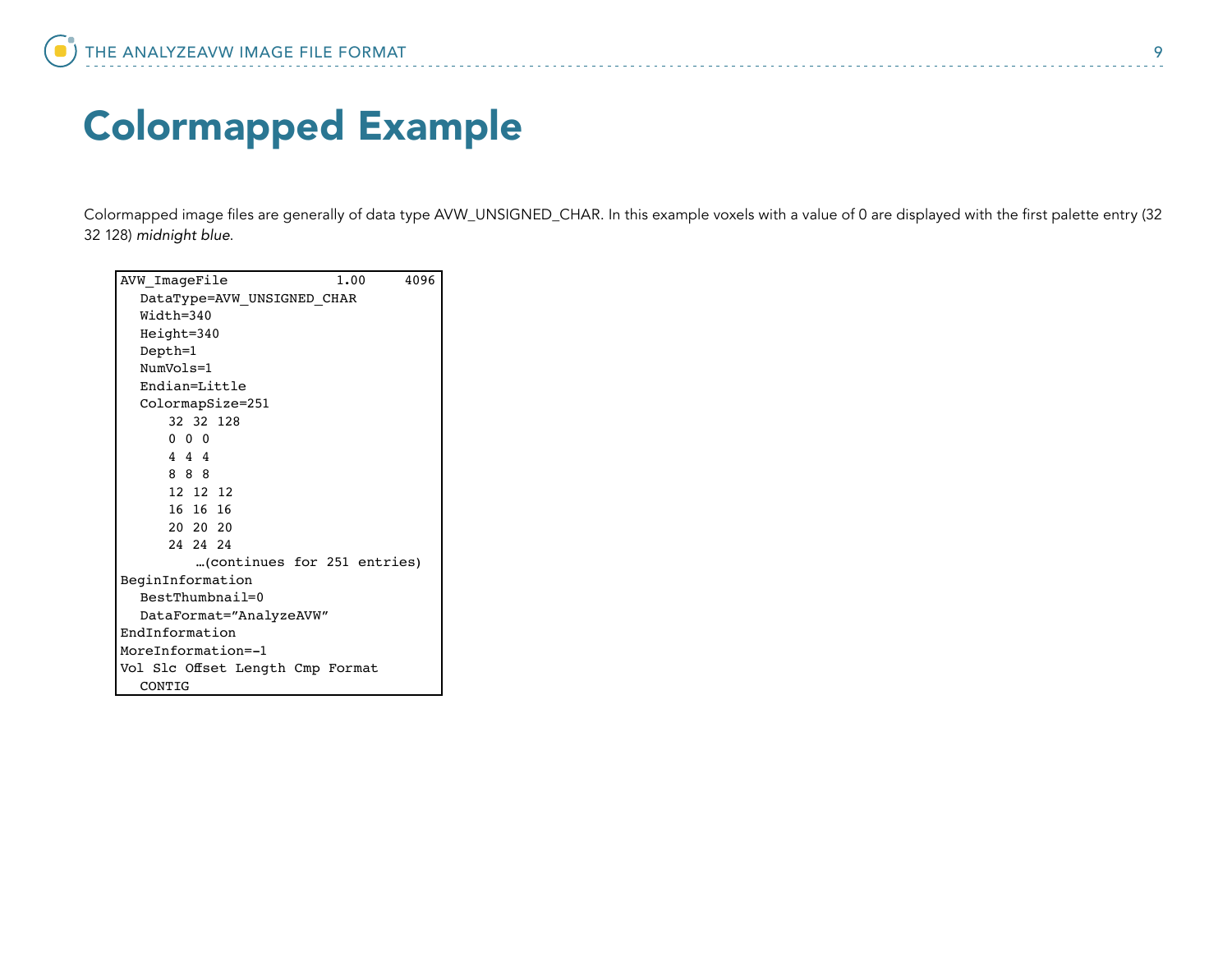# Colormapped Example

Colormapped image files are generally of data type AVW_UNSIGNED_CHAR. In this example voxels with a value of 0 are displayed with the first palette entry (32 32 128) *midnight blue*.

```
AVW_ImageFile             1.00     4096
  DataType=AVW_UNSIGNED_CHAR
  Width=340
  Height=340
  Depth=1
  NumVols=1
  Endian=Little
  ColormapSize=251
      32 32 128
      0 0 0
      4 4 4
      8 8 8
      12 12 12
      16 16 16
      20 20 20
      24 24 24
         …(continues for 251 entries)
BeginInformation
  BestThumbnail=0
  DataFormat="AnalyzeAVW"
EndInformation
MoreInformation=-1
Vol Slc Offset Length Cmp Format
  CONTIG
```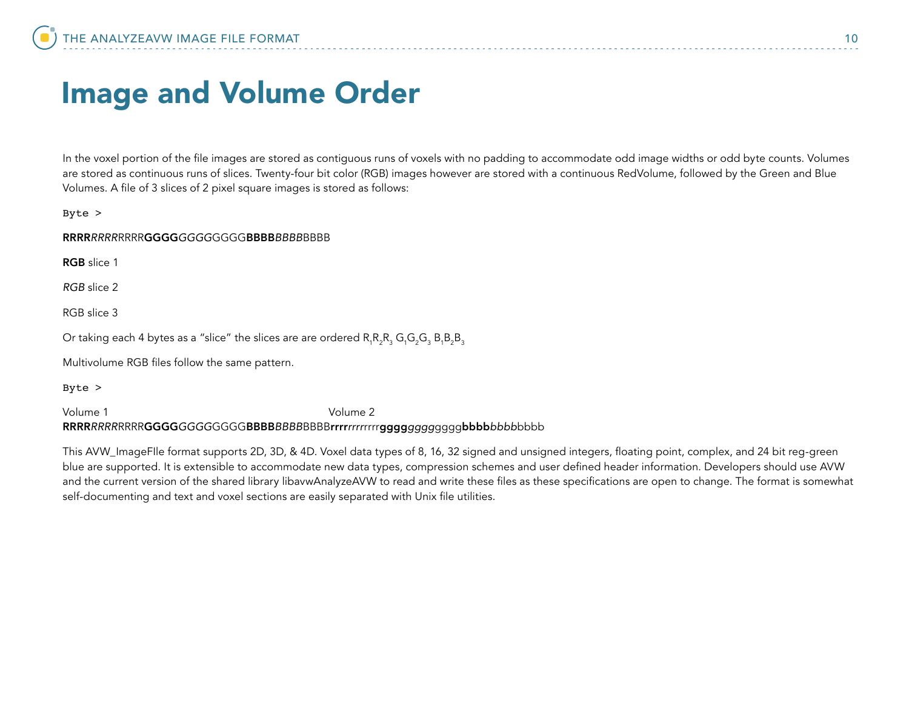# Image and Volume Order

In the voxel portion of the file images are stored as contiguous runs of voxels with no padding to accommodate odd image widths or odd byte counts. Volumes are stored as continuous runs of slices. Twenty-four bit color (RGB) images however are stored with a continuous RedVolume, followed by the Green and Blue Volumes. A file of 3 slices of 2 pixel square images is stored as follows:

```
Byte >
```

**RRRR***RRRR*RRRR**GGGG***GGGG*GGGG**BBBB***BBBB*BBBB

**RGB** slice 1

*RGB* slice 2

RGB slice 3

Or taking each 4 bytes as a "slice" the slices are are ordered $R_1R_2R_3$ $G_1G_2G_3$ $B_1B_2B_3$

Multivolume RGB files follow the same pattern.

```
Byte >
```

Volume 1 Volume 2
**RRRR***RRRR*RRRR**GGGG***GGGG*GGGG**BBBB***BBBB*BBBB**rrrr***rrrr*rrrr**gggg***gggg*gggg**bbbb***bbbb*bbbb

This AVW_ImageFIle format supports 2D, 3D, & 4D. Voxel data types of 8, 16, 32 signed and unsigned integers, floating point, complex, and 24 bit reg-green blue are supported. It is extensible to accommodate new data types, compression schemes and user defined header information. Developers should use AVW and the current version of the shared library libavwAnalyzeAVW to read and write these files as these specifications are open to change. The format is somewhat self-documenting and text and voxel sections are easily separated with Unix file utilities.